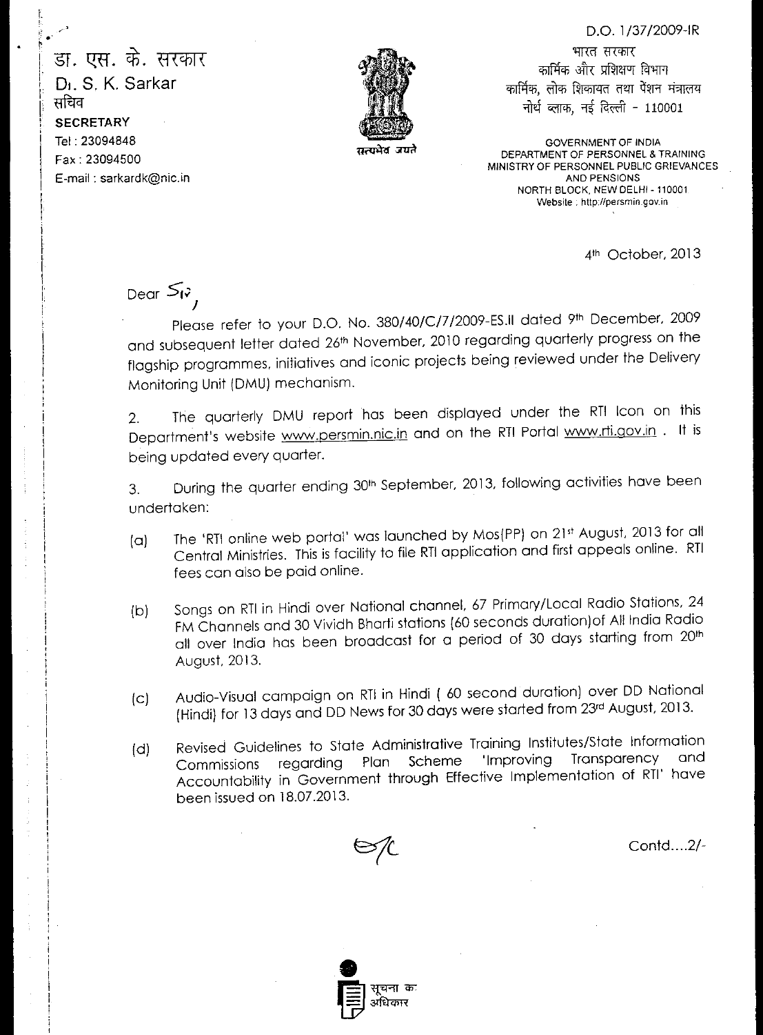D.O. 1/37/2009-IR

डा. एस. के. सरकार
Dr. S. K. Sarkar
सचिव
**SECRETARY**
Tel : 23094848
Fax : 23094500
E-mail : sarkardk@nic.in

सत्यमेव जयते

भारत सरकार
कार्मिक और प्रशिक्षण विभाग
कार्मिक, लोक शिकायत तथा पेंशन मंत्रालय
नोर्थ ब्लाक, नई दिल्ली - 110001

GOVERNMENT OF INDIA
DEPARTMENT OF PERSONNEL & TRAINING
MINISTRY OF PERSONNEL PUBLIC GRIEVANCES AND PENSIONS
NORTH BLOCK, NEW DELHI - 110001
Website : http://persmin.gov.in

4th October, 2013

Dear Sir,

Please refer to your D.O. No. 380/40/C/7/2009-ES.II dated 9th December, 2009 and subsequent letter dated 26th November, 2010 regarding quarterly progress on the flagship programmes, initiatives and iconic projects being reviewed under the Delivery Monitoring Unit (DMU) mechanism.

2. The quarterly DMU report has been displayed under the RTI Icon on this Department's website www.persmin.nic.in and on the RTI Portal www.rti.gov.in . It is being updated every quarter.

3. During the quarter ending 30th September, 2013, following activities have been undertaken:

(a) The 'RTI online web portal' was launched by Mos(PP) on 21st August, 2013 for all Central Ministries. This is facility to file RTI application and first appeals online. RTI fees can also be paid online.

(b) Songs on RTI in Hindi over National channel, 67 Primary/Local Radio Stations, 24 FM Channels and 30 Vividh Bharti stations (60 seconds duration)of All India Radio all over India has been broadcast for a period of 30 days starting from 20th August, 2013.

(c) Audio-Visual campaign on RTI in Hindi ( 60 second duration) over DD National (Hindi) for 13 days and DD News for 30 days were started from 23rd August, 2013.

(d) Revised Guidelines to State Administrative Training Institutes/State Information Commissions regarding Plan Scheme 'Improving Transparency and Accountability in Government through Effective Implementation of RTI' have been issued on 18.07.2013.

Contd....2/-

सूचना का अधिकार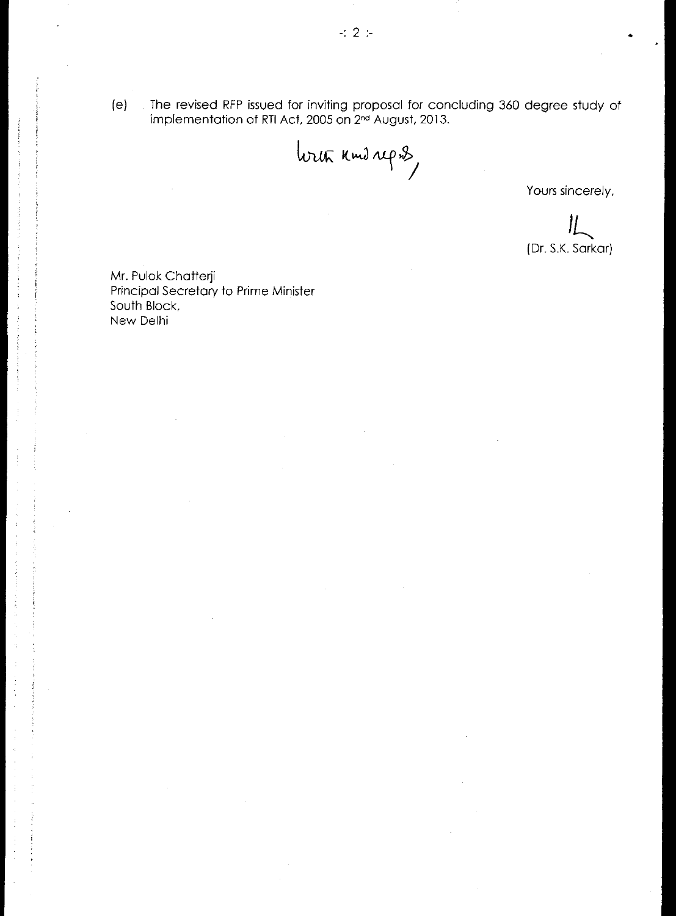(e) The revised RFP issued for inviting proposal for concluding 360 degree study of implementation of RTI Act, 2005 on 2nd August, 2013.

With kind regards,

Yours sincerely,

(Dr. S.K. Sarkar)

Mr. Pulok Chatterji
Principal Secretary to Prime Minister
South Block,
New Delhi